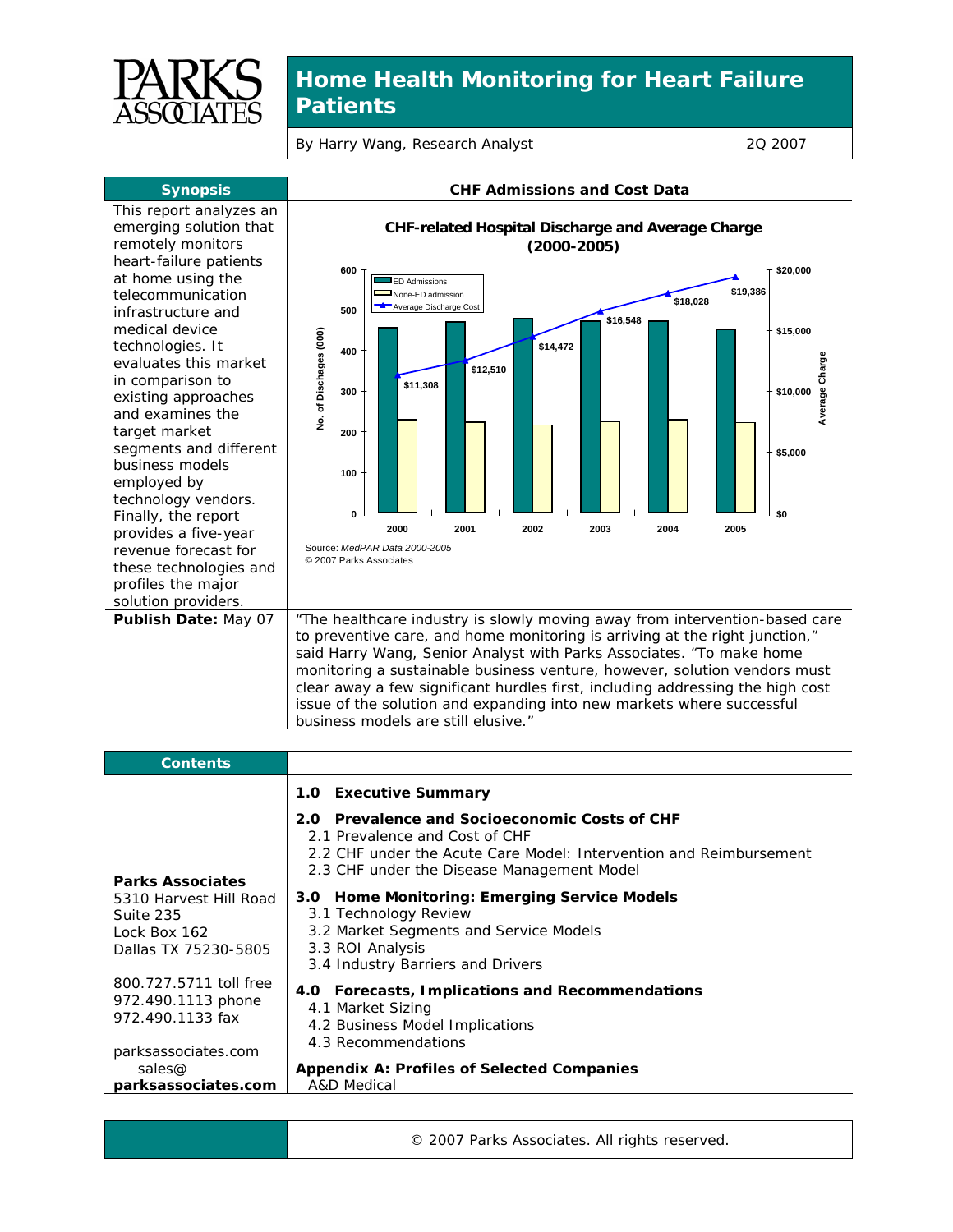# Home Health Monitoring for Heart Failure Patients

By Harry Wang, Research Analyst — 2Q 2007

## Synopsis

This report analyzes an emerging solution that remotely monitors heart-failure patients at home using the telecommunication infrastructure and medical device technologies. It evaluates this market in comparison to existing approaches and examines the target market segments and different business models employed by technology vendors. Finally, the report provides a five-year revenue forecast for these technologies and profiles the major solution providers.

**Publish Date:** May 07

## CHF Admissions and Cost Data

**CHF-related Hospital Discharge and Average Charge (2000-2005)**

| Year | Average Discharge Cost |
|---|---|
| 2000 | $11,308 |
| 2001 | $12,510 |
| 2002 | $14,472 |
| 2003 | $16,548 |
| 2004 | $18,028 |
| 2005 | $19,386 |

Legend: ED Admissions; None-ED admission; Average Discharge Cost. Left axis: No. of Dischages (000); right axis: Average Charge.

Source: *MedPAR Data 2000-2005*
© 2007 Parks Associates

"The healthcare industry is slowly moving away from intervention-based care to preventive care, and home monitoring is arriving at the right junction," said Harry Wang, Senior Analyst with Parks Associates. "To make home monitoring a sustainable business venture, however, solution vendors must clear away a few significant hurdles first, including addressing the high cost issue of the solution and expanding into new markets where successful business models are still elusive."

## Contents

**1.0 Executive Summary**

**2.0 Prevalence and Socioeconomic Costs of CHF**
- 2.1 Prevalence and Cost of CHF
- 2.2 CHF under the Acute Care Model: Intervention and Reimbursement
- 2.3 CHF under the Disease Management Model

**3.0 Home Monitoring: Emerging Service Models**
- 3.1 Technology Review
- 3.2 Market Segments and Service Models
- 3.3 ROI Analysis
- 3.4 Industry Barriers and Drivers

**4.0 Forecasts, Implications and Recommendations**
- 4.1 Market Sizing
- 4.2 Business Model Implications
- 4.3 Recommendations

**Appendix A: Profiles of Selected Companies**
- A&D Medical

**Parks Associates**
5310 Harvest Hill Road
Suite 235
Lock Box 162
Dallas TX 75230-5805

800.727.5711 toll free
972.490.1113 phone
972.490.1133 fax

parksassociates.com
sales@
**parksassociates.com**

© 2007 Parks Associates. All rights reserved.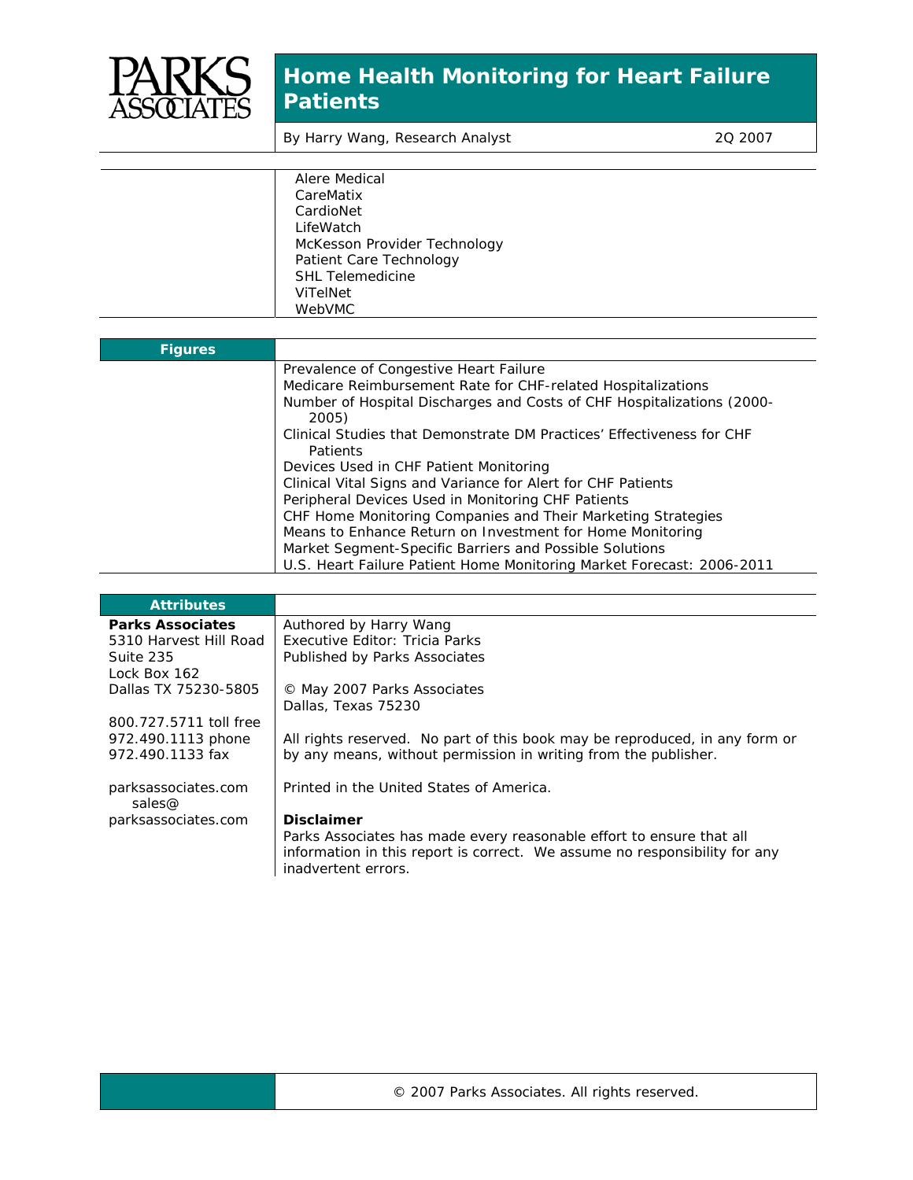# Home Health Monitoring for Heart Failure Patients

By Harry Wang, Research Analyst — 2Q 2007

- Alere Medical
- CareMatix
- CardioNet
- LifeWatch
- McKesson Provider Technology
- Patient Care Technology
- SHL Telemedicine
- ViTelNet
- WebVMC

## Figures

- Prevalence of Congestive Heart Failure
- Medicare Reimbursement Rate for CHF-related Hospitalizations
- Number of Hospital Discharges and Costs of CHF Hospitalizations (2000-2005)
- Clinical Studies that Demonstrate DM Practices' Effectiveness for CHF Patients
- Devices Used in CHF Patient Monitoring
- Clinical Vital Signs and Variance for Alert for CHF Patients
- Peripheral Devices Used in Monitoring CHF Patients
- CHF Home Monitoring Companies and Their Marketing Strategies
- Means to Enhance Return on Investment for Home Monitoring
- Market Segment-Specific Barriers and Possible Solutions
- U.S. Heart Failure Patient Home Monitoring Market Forecast: 2006-2011

## Attributes

**Parks Associates**
5310 Harvest Hill Road
Suite 235
Lock Box 162
Dallas TX 75230-5805

800.727.5711 toll free
972.490.1113 phone
972.490.1133 fax

parksassociates.com
sales@parksassociates.com

Authored by Harry Wang
Executive Editor: Tricia Parks
Published by Parks Associates

© May 2007 Parks Associates
Dallas, Texas 75230

All rights reserved. No part of this book may be reproduced, in any form or by any means, without permission in writing from the publisher.

Printed in the United States of America.

**Disclaimer**
Parks Associates has made every reasonable effort to ensure that all information in this report is correct. We assume no responsibility for any inadvertent errors.